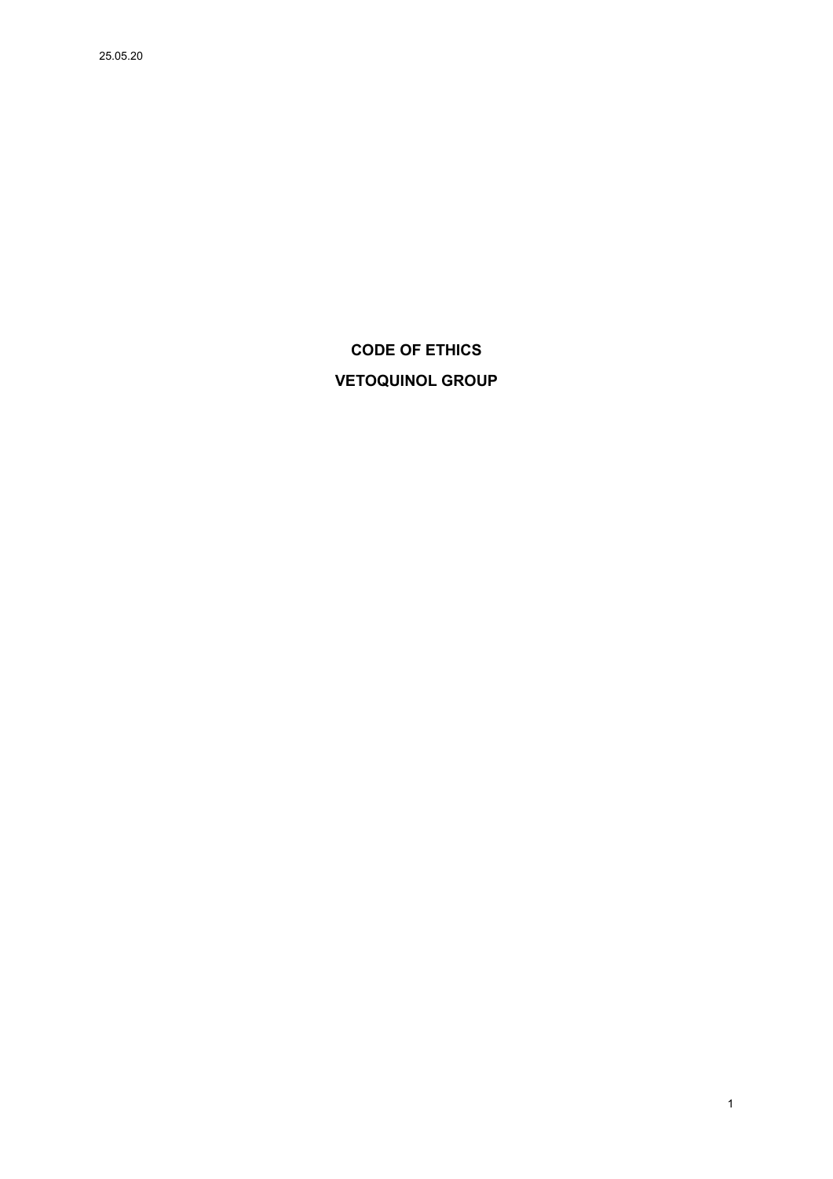25.05.20

# CODE OF ETHICS

# VETOQUINOL GROUP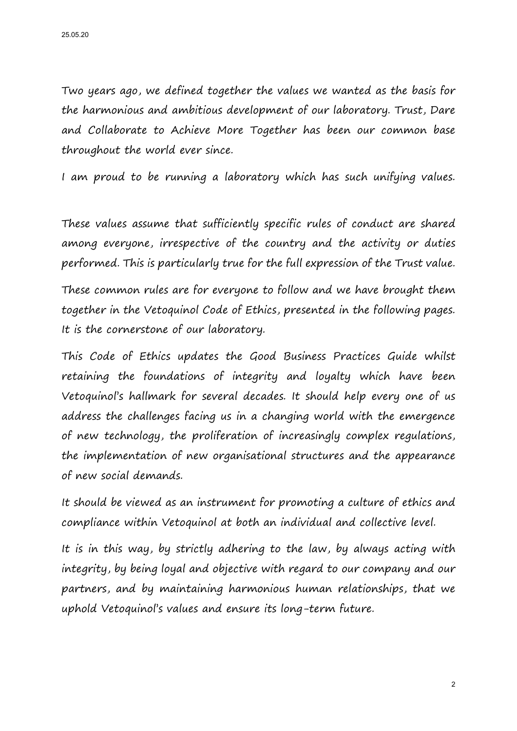25.05.20

Two years ago, we defined together the values we wanted as the basis for the harmonious and ambitious development of our laboratory. Trust, Dare and Collaborate to Achieve More Together has been our common base throughout the world ever since.

I am proud to be running a laboratory which has such unifying values.

These values assume that sufficiently specific rules of conduct are shared among everyone, irrespective of the country and the activity or duties performed. This is particularly true for the full expression of the Trust value.

These common rules are for everyone to follow and we have brought them together in the Vetoquinol Code of Ethics, presented in the following pages. It is the cornerstone of our laboratory.

This Code of Ethics updates the Good Business Practices Guide whilst retaining the foundations of integrity and loyalty which have been Vetoquinol's hallmark for several decades. It should help every one of us address the challenges facing us in a changing world with the emergence of new technology, the proliferation of increasingly complex regulations, the implementation of new organisational structures and the appearance of new social demands.

It should be viewed as an instrument for promoting a culture of ethics and compliance within Vetoquinol at both an individual and collective level.

It is in this way, by strictly adhering to the law, by always acting with integrity, by being loyal and objective with regard to our company and our partners, and by maintaining harmonious human relationships, that we uphold Vetoquinol's values and ensure its long-term future.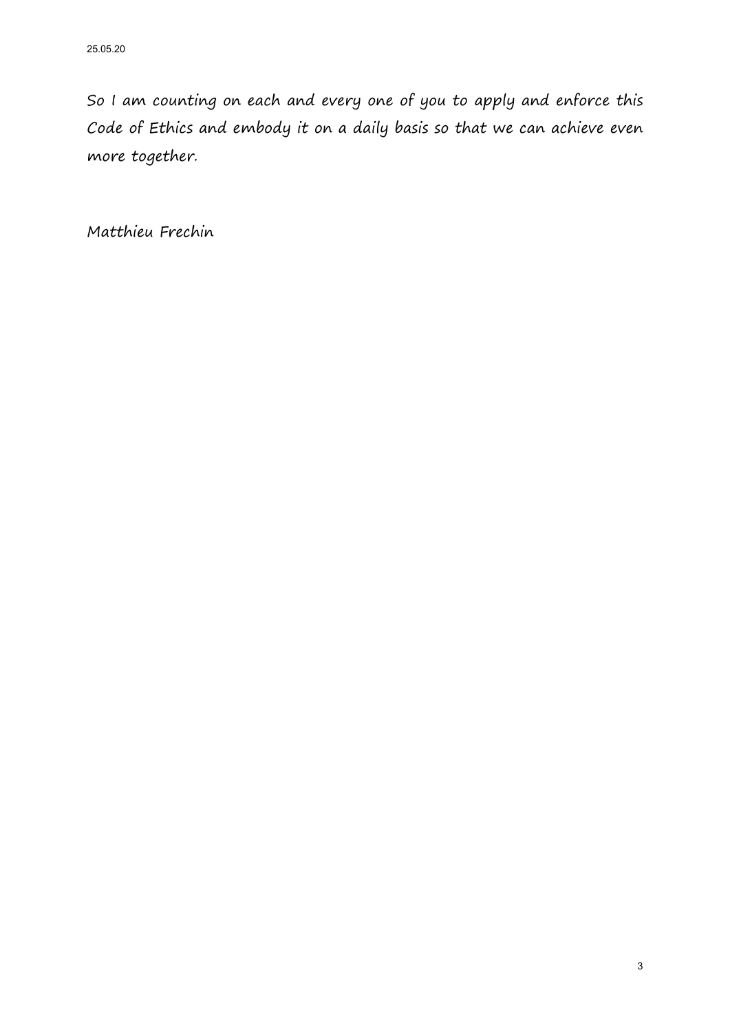So I am counting on each and every one of you to apply and enforce this Code of Ethics and embody it on a daily basis so that we can achieve even more together.

Matthieu Frechin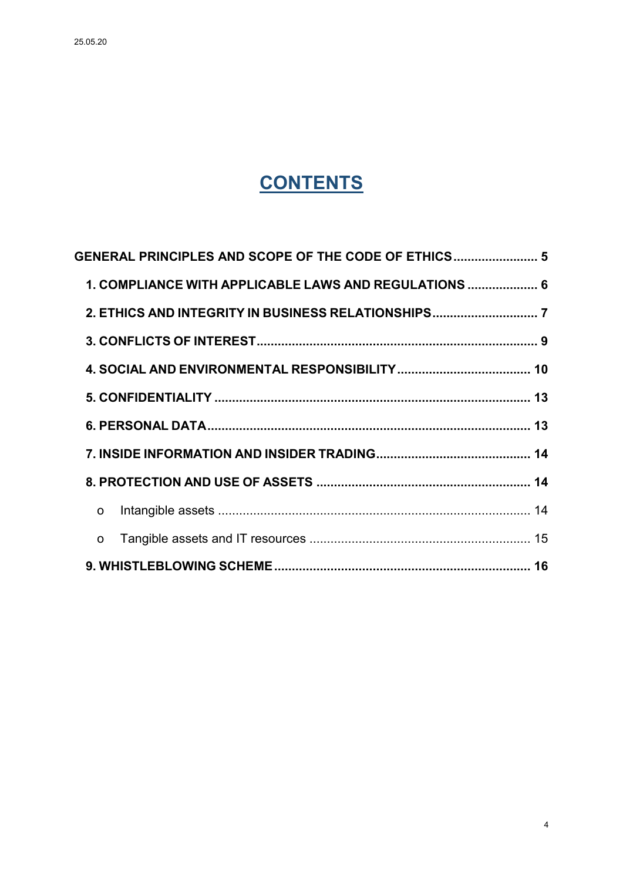# CONTENTS

**GENERAL PRINCIPLES AND SCOPE OF THE CODE OF ETHICS ........................ 5**

**1. COMPLIANCE WITH APPLICABLE LAWS AND REGULATIONS .................... 6**

**2. ETHICS AND INTEGRITY IN BUSINESS RELATIONSHIPS............................. 7**

**3. CONFLICTS OF INTEREST................................................................................ 9**

**4. SOCIAL AND ENVIRONMENTAL RESPONSIBILITY...................................... 10**

**5. CONFIDENTIALITY ......................................................................................... 13**

**6. PERSONAL DATA............................................................................................ 13**

**7. INSIDE INFORMATION AND INSIDER TRADING............................................ 14**

**8. PROTECTION AND USE OF ASSETS ............................................................. 14**

- Intangible assets ........................................................................................ 14
- Tangible assets and IT resources ............................................................... 15

**9. WHISTLEBLOWING SCHEME........................................................................ 16**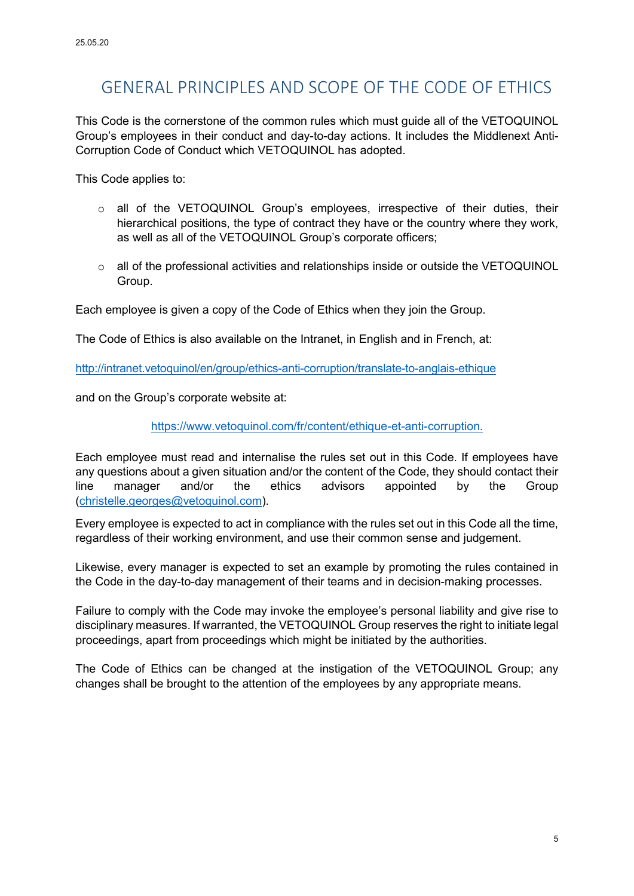# GENERAL PRINCIPLES AND SCOPE OF THE CODE OF ETHICS

This Code is the cornerstone of the common rules which must guide all of the VETOQUINOL Group's employees in their conduct and day-to-day actions. It includes the Middlenext Anti-Corruption Code of Conduct which VETOQUINOL has adopted.

This Code applies to:

- all of the VETOQUINOL Group's employees, irrespective of their duties, their hierarchical positions, the type of contract they have or the country where they work, as well as all of the VETOQUINOL Group's corporate officers;
- all of the professional activities and relationships inside or outside the VETOQUINOL Group.

Each employee is given a copy of the Code of Ethics when they join the Group.

The Code of Ethics is also available on the Intranet, in English and in French, at:

http://intranet.vetoquinol/en/group/ethics-anti-corruption/translate-to-anglais-ethique

and on the Group's corporate website at:

https://www.vetoquinol.com/fr/content/ethique-et-anti-corruption.

Each employee must read and internalise the rules set out in this Code. If employees have any questions about a given situation and/or the content of the Code, they should contact their line manager and/or the ethics advisors appointed by the Group (christelle.georges@vetoquinol.com).

Every employee is expected to act in compliance with the rules set out in this Code all the time, regardless of their working environment, and use their common sense and judgement.

Likewise, every manager is expected to set an example by promoting the rules contained in the Code in the day-to-day management of their teams and in decision-making processes.

Failure to comply with the Code may invoke the employee's personal liability and give rise to disciplinary measures. If warranted, the VETOQUINOL Group reserves the right to initiate legal proceedings, apart from proceedings which might be initiated by the authorities.

The Code of Ethics can be changed at the instigation of the VETOQUINOL Group; any changes shall be brought to the attention of the employees by any appropriate means.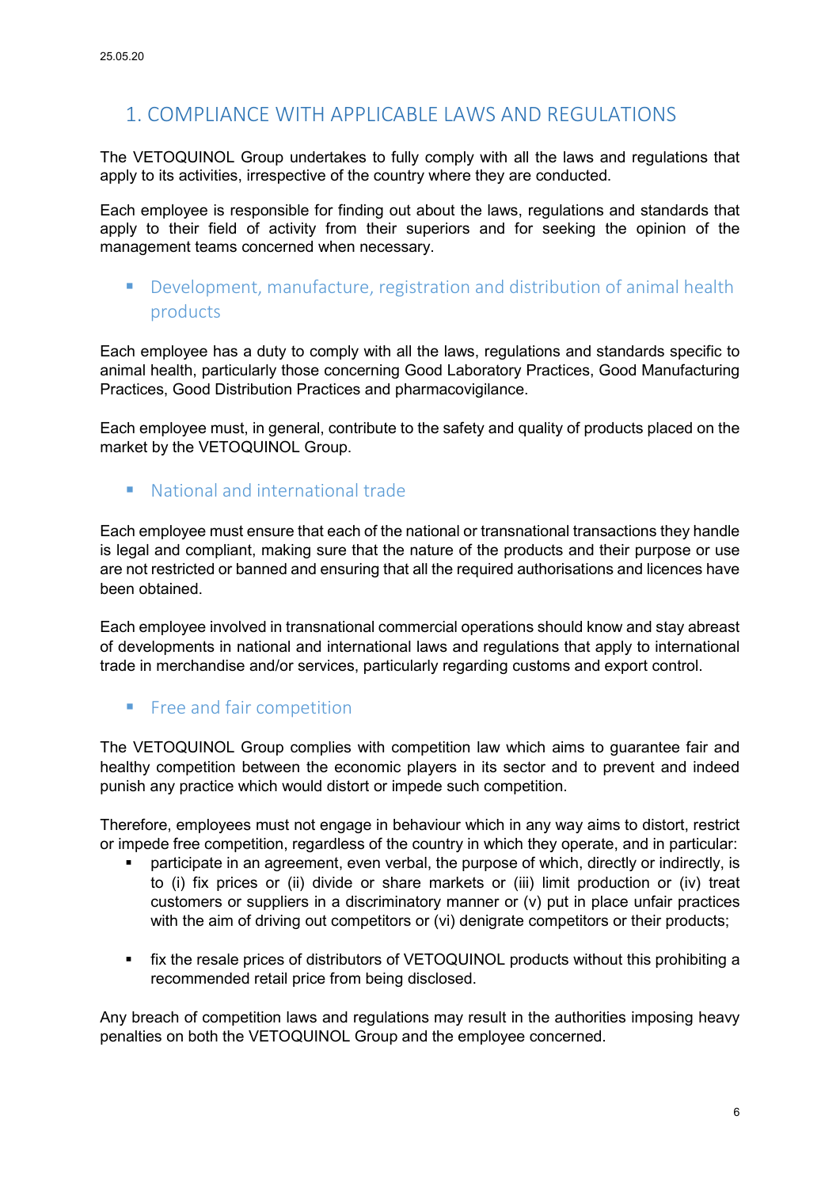# 1. COMPLIANCE WITH APPLICABLE LAWS AND REGULATIONS

The VETOQUINOL Group undertakes to fully comply with all the laws and regulations that apply to its activities, irrespective of the country where they are conducted.

Each employee is responsible for finding out about the laws, regulations and standards that apply to their field of activity from their superiors and for seeking the opinion of the management teams concerned when necessary.

## Development, manufacture, registration and distribution of animal health products

Each employee has a duty to comply with all the laws, regulations and standards specific to animal health, particularly those concerning Good Laboratory Practices, Good Manufacturing Practices, Good Distribution Practices and pharmacovigilance.

Each employee must, in general, contribute to the safety and quality of products placed on the market by the VETOQUINOL Group.

## National and international trade

Each employee must ensure that each of the national or transnational transactions they handle is legal and compliant, making sure that the nature of the products and their purpose or use are not restricted or banned and ensuring that all the required authorisations and licences have been obtained.

Each employee involved in transnational commercial operations should know and stay abreast of developments in national and international laws and regulations that apply to international trade in merchandise and/or services, particularly regarding customs and export control.

## Free and fair competition

The VETOQUINOL Group complies with competition law which aims to guarantee fair and healthy competition between the economic players in its sector and to prevent and indeed punish any practice which would distort or impede such competition.

Therefore, employees must not engage in behaviour which in any way aims to distort, restrict or impede free competition, regardless of the country in which they operate, and in particular:

- participate in an agreement, even verbal, the purpose of which, directly or indirectly, is to (i) fix prices or (ii) divide or share markets or (iii) limit production or (iv) treat customers or suppliers in a discriminatory manner or (v) put in place unfair practices with the aim of driving out competitors or (vi) denigrate competitors or their products;

- fix the resale prices of distributors of VETOQUINOL products without this prohibiting a recommended retail price from being disclosed.

Any breach of competition laws and regulations may result in the authorities imposing heavy penalties on both the VETOQUINOL Group and the employee concerned.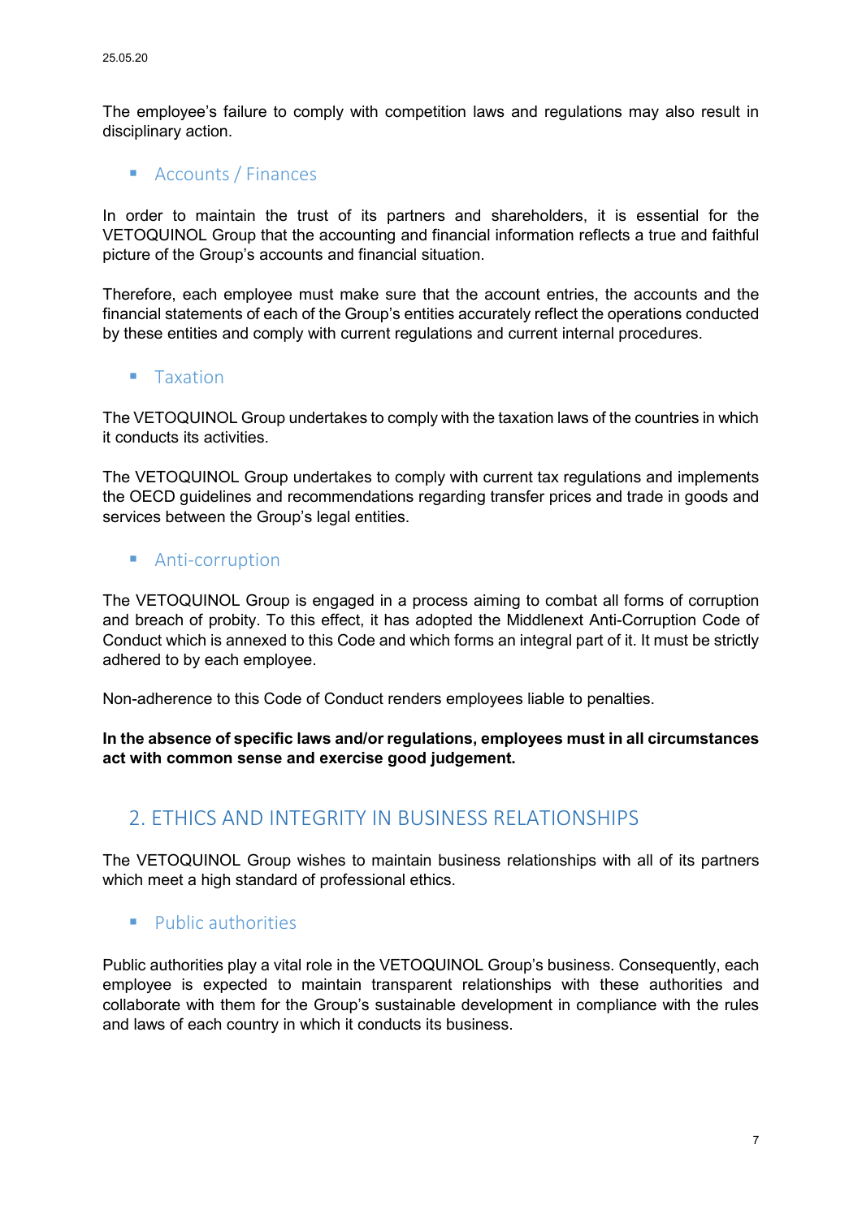The employee's failure to comply with competition laws and regulations may also result in disciplinary action.

### Accounts / Finances

In order to maintain the trust of its partners and shareholders, it is essential for the VETOQUINOL Group that the accounting and financial information reflects a true and faithful picture of the Group's accounts and financial situation.

Therefore, each employee must make sure that the account entries, the accounts and the financial statements of each of the Group's entities accurately reflect the operations conducted by these entities and comply with current regulations and current internal procedures.

### Taxation

The VETOQUINOL Group undertakes to comply with the taxation laws of the countries in which it conducts its activities.

The VETOQUINOL Group undertakes to comply with current tax regulations and implements the OECD guidelines and recommendations regarding transfer prices and trade in goods and services between the Group's legal entities.

### Anti-corruption

The VETOQUINOL Group is engaged in a process aiming to combat all forms of corruption and breach of probity. To this effect, it has adopted the Middlenext Anti-Corruption Code of Conduct which is annexed to this Code and which forms an integral part of it. It must be strictly adhered to by each employee.

Non-adherence to this Code of Conduct renders employees liable to penalties.

**In the absence of specific laws and/or regulations, employees must in all circumstances act with common sense and exercise good judgement.**

## 2. ETHICS AND INTEGRITY IN BUSINESS RELATIONSHIPS

The VETOQUINOL Group wishes to maintain business relationships with all of its partners which meet a high standard of professional ethics.

### Public authorities

Public authorities play a vital role in the VETOQUINOL Group's business. Consequently, each employee is expected to maintain transparent relationships with these authorities and collaborate with them for the Group's sustainable development in compliance with the rules and laws of each country in which it conducts its business.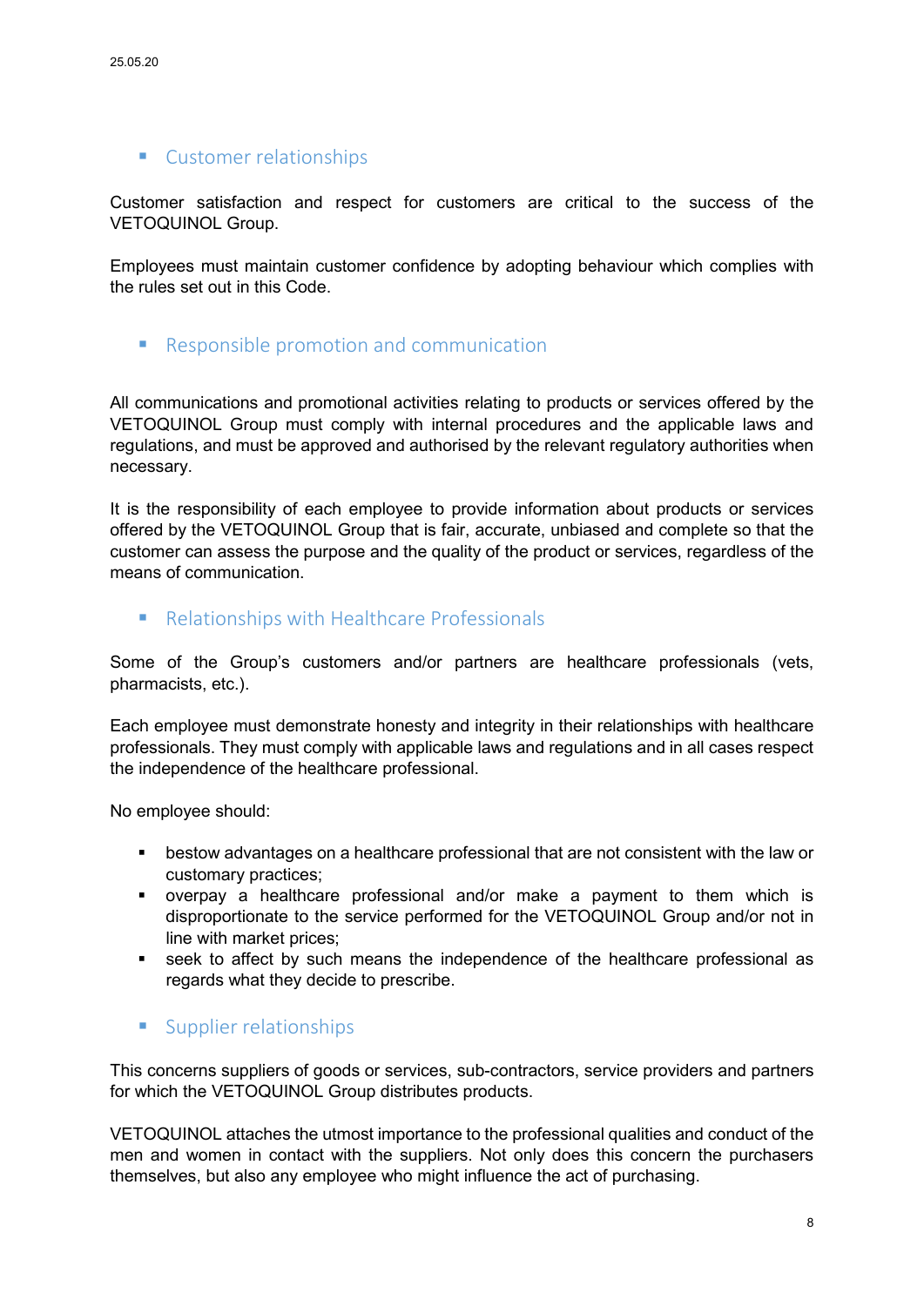### Customer relationships

Customer satisfaction and respect for customers are critical to the success of the VETOQUINOL Group.

Employees must maintain customer confidence by adopting behaviour which complies with the rules set out in this Code.

### Responsible promotion and communication

All communications and promotional activities relating to products or services offered by the VETOQUINOL Group must comply with internal procedures and the applicable laws and regulations, and must be approved and authorised by the relevant regulatory authorities when necessary.

It is the responsibility of each employee to provide information about products or services offered by the VETOQUINOL Group that is fair, accurate, unbiased and complete so that the customer can assess the purpose and the quality of the product or services, regardless of the means of communication.

### Relationships with Healthcare Professionals

Some of the Group's customers and/or partners are healthcare professionals (vets, pharmacists, etc.).

Each employee must demonstrate honesty and integrity in their relationships with healthcare professionals. They must comply with applicable laws and regulations and in all cases respect the independence of the healthcare professional.

No employee should:

- bestow advantages on a healthcare professional that are not consistent with the law or customary practices;
- overpay a healthcare professional and/or make a payment to them which is disproportionate to the service performed for the VETOQUINOL Group and/or not in line with market prices;
- seek to affect by such means the independence of the healthcare professional as regards what they decide to prescribe.

### Supplier relationships

This concerns suppliers of goods or services, sub-contractors, service providers and partners for which the VETOQUINOL Group distributes products.

VETOQUINOL attaches the utmost importance to the professional qualities and conduct of the men and women in contact with the suppliers. Not only does this concern the purchasers themselves, but also any employee who might influence the act of purchasing.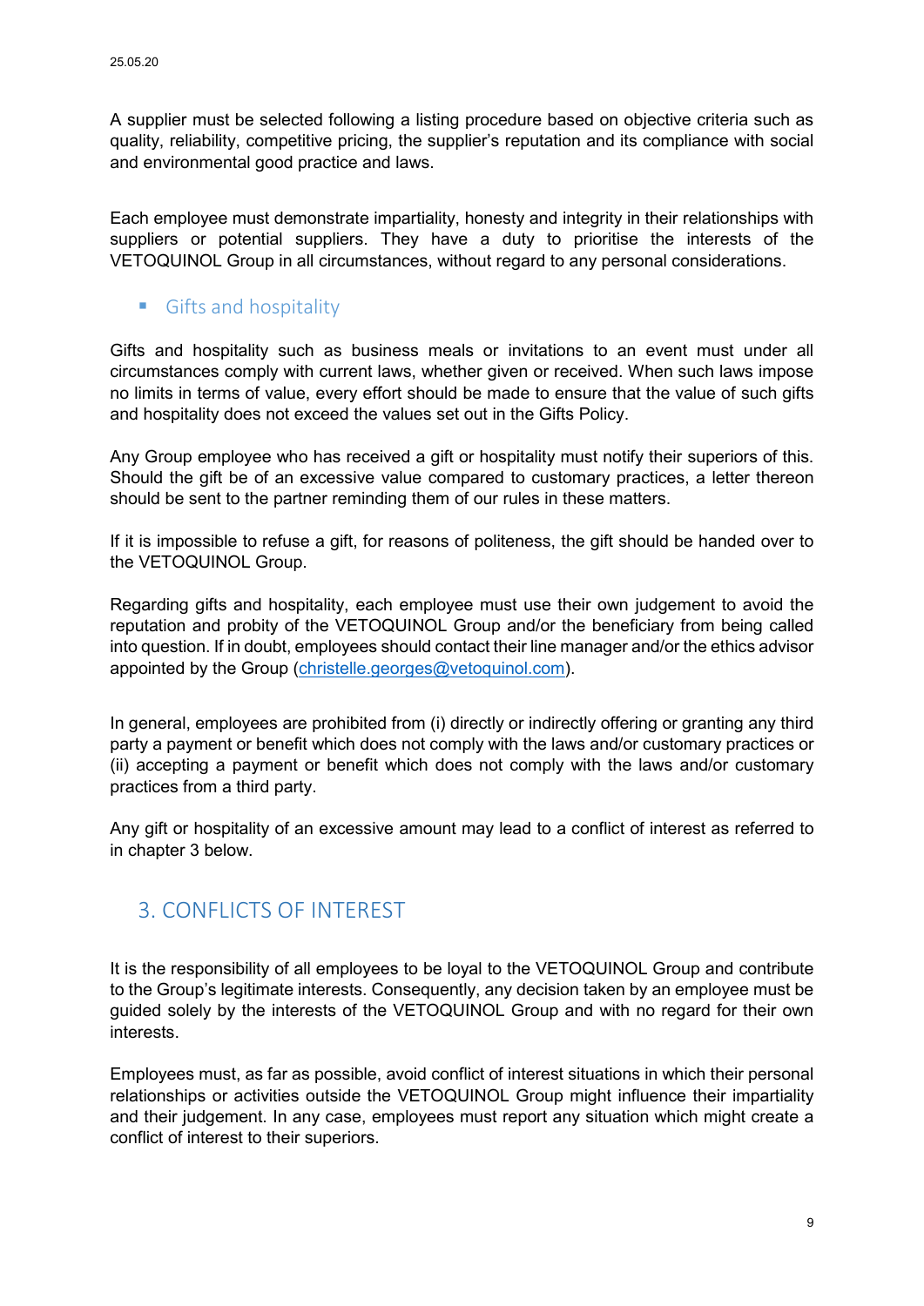A supplier must be selected following a listing procedure based on objective criteria such as quality, reliability, competitive pricing, the supplier's reputation and its compliance with social and environmental good practice and laws.

Each employee must demonstrate impartiality, honesty and integrity in their relationships with suppliers or potential suppliers. They have a duty to prioritise the interests of the VETOQUINOL Group in all circumstances, without regard to any personal considerations.

- Gifts and hospitality

Gifts and hospitality such as business meals or invitations to an event must under all circumstances comply with current laws, whether given or received. When such laws impose no limits in terms of value, every effort should be made to ensure that the value of such gifts and hospitality does not exceed the values set out in the Gifts Policy.

Any Group employee who has received a gift or hospitality must notify their superiors of this. Should the gift be of an excessive value compared to customary practices, a letter thereon should be sent to the partner reminding them of our rules in these matters.

If it is impossible to refuse a gift, for reasons of politeness, the gift should be handed over to the VETOQUINOL Group.

Regarding gifts and hospitality, each employee must use their own judgement to avoid the reputation and probity of the VETOQUINOL Group and/or the beneficiary from being called into question. If in doubt, employees should contact their line manager and/or the ethics advisor appointed by the Group (christelle.georges@vetoquinol.com).

In general, employees are prohibited from (i) directly or indirectly offering or granting any third party a payment or benefit which does not comply with the laws and/or customary practices or (ii) accepting a payment or benefit which does not comply with the laws and/or customary practices from a third party.

Any gift or hospitality of an excessive amount may lead to a conflict of interest as referred to in chapter 3 below.

## 3. CONFLICTS OF INTEREST

It is the responsibility of all employees to be loyal to the VETOQUINOL Group and contribute to the Group's legitimate interests. Consequently, any decision taken by an employee must be guided solely by the interests of the VETOQUINOL Group and with no regard for their own interests.

Employees must, as far as possible, avoid conflict of interest situations in which their personal relationships or activities outside the VETOQUINOL Group might influence their impartiality and their judgement. In any case, employees must report any situation which might create a conflict of interest to their superiors.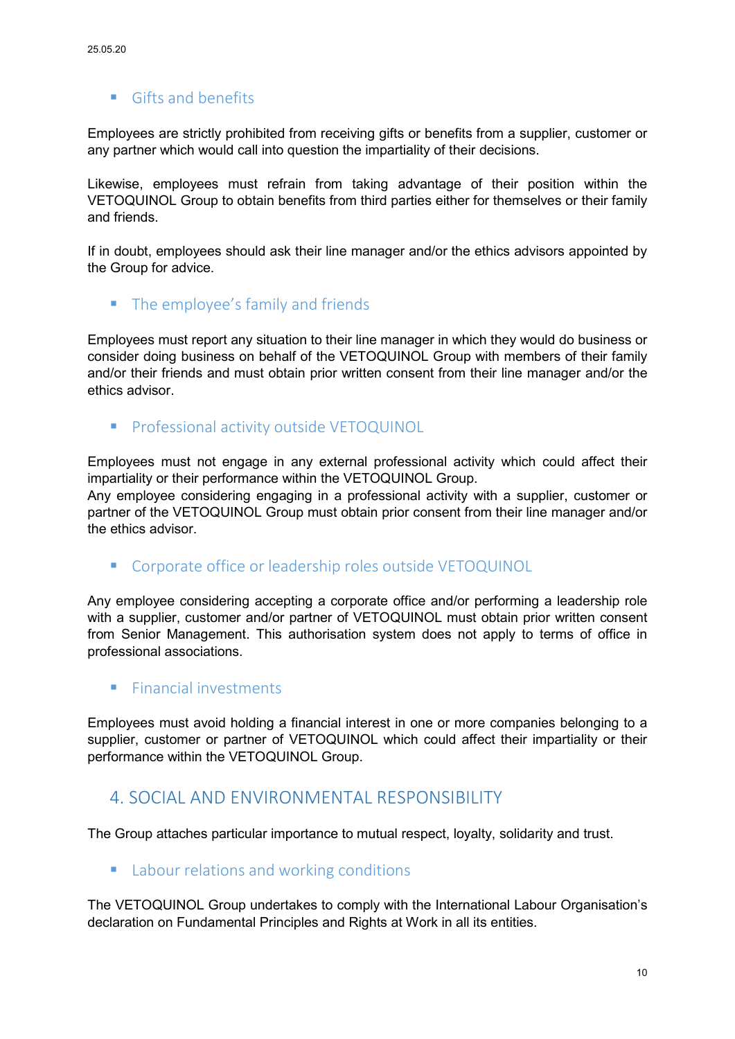- Gifts and benefits

Employees are strictly prohibited from receiving gifts or benefits from a supplier, customer or any partner which would call into question the impartiality of their decisions.

Likewise, employees must refrain from taking advantage of their position within the VETOQUINOL Group to obtain benefits from third parties either for themselves or their family and friends.

If in doubt, employees should ask their line manager and/or the ethics advisors appointed by the Group for advice.

- The employee's family and friends

Employees must report any situation to their line manager in which they would do business or consider doing business on behalf of the VETOQUINOL Group with members of their family and/or their friends and must obtain prior written consent from their line manager and/or the ethics advisor.

- Professional activity outside VETOQUINOL

Employees must not engage in any external professional activity which could affect their impartiality or their performance within the VETOQUINOL Group.
Any employee considering engaging in a professional activity with a supplier, customer or partner of the VETOQUINOL Group must obtain prior consent from their line manager and/or the ethics advisor.

- Corporate office or leadership roles outside VETOQUINOL

Any employee considering accepting a corporate office and/or performing a leadership role with a supplier, customer and/or partner of VETOQUINOL must obtain prior written consent from Senior Management. This authorisation system does not apply to terms of office in professional associations.

- Financial investments

Employees must avoid holding a financial interest in one or more companies belonging to a supplier, customer or partner of VETOQUINOL which could affect their impartiality or their performance within the VETOQUINOL Group.

## 4. SOCIAL AND ENVIRONMENTAL RESPONSIBILITY

The Group attaches particular importance to mutual respect, loyalty, solidarity and trust.

- Labour relations and working conditions

The VETOQUINOL Group undertakes to comply with the International Labour Organisation's declaration on Fundamental Principles and Rights at Work in all its entities.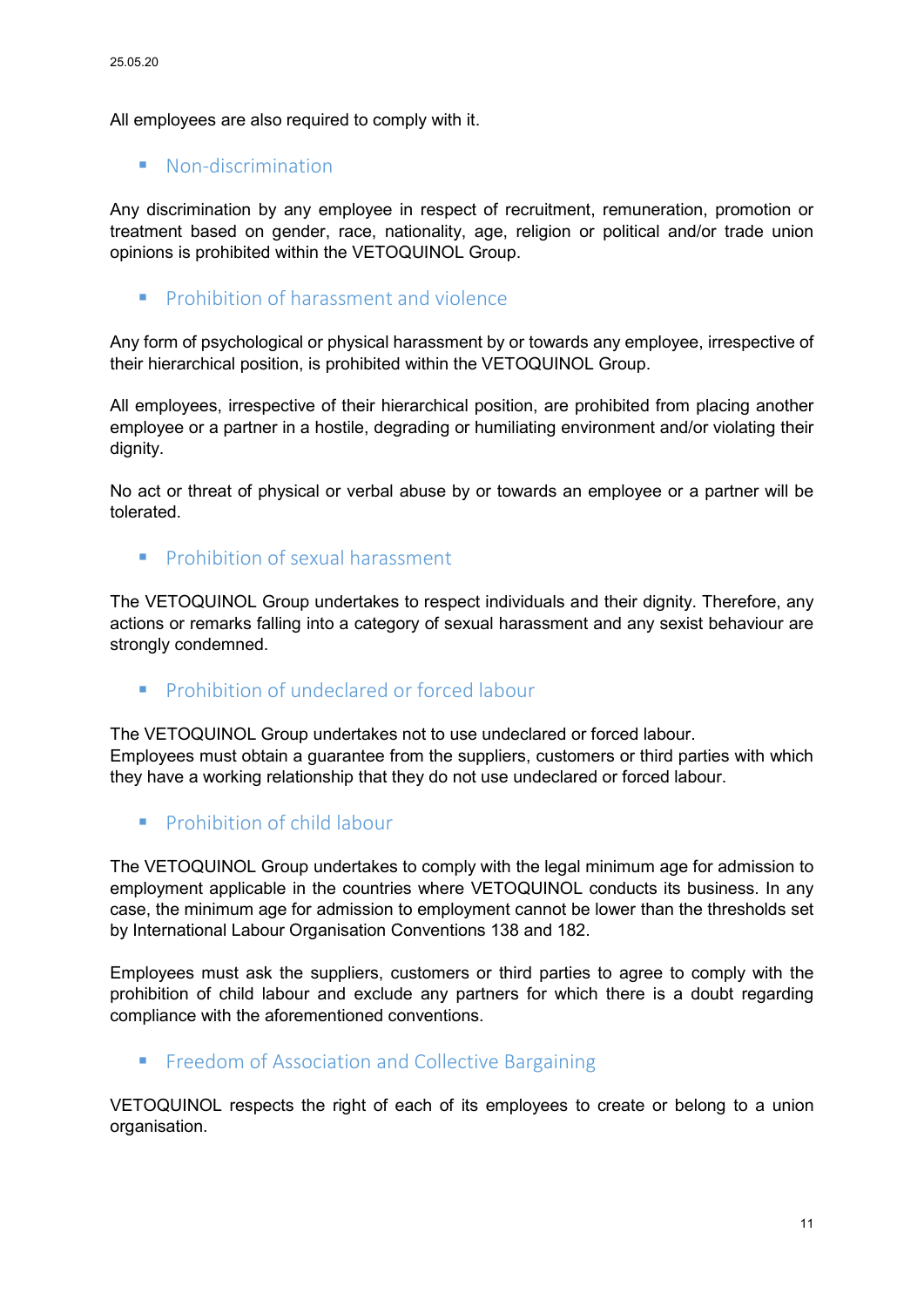All employees are also required to comply with it.

- Non-discrimination

Any discrimination by any employee in respect of recruitment, remuneration, promotion or treatment based on gender, race, nationality, age, religion or political and/or trade union opinions is prohibited within the VETOQUINOL Group.

- Prohibition of harassment and violence

Any form of psychological or physical harassment by or towards any employee, irrespective of their hierarchical position, is prohibited within the VETOQUINOL Group.

All employees, irrespective of their hierarchical position, are prohibited from placing another employee or a partner in a hostile, degrading or humiliating environment and/or violating their dignity.

No act or threat of physical or verbal abuse by or towards an employee or a partner will be tolerated.

- Prohibition of sexual harassment

The VETOQUINOL Group undertakes to respect individuals and their dignity. Therefore, any actions or remarks falling into a category of sexual harassment and any sexist behaviour are strongly condemned.

- Prohibition of undeclared or forced labour

The VETOQUINOL Group undertakes not to use undeclared or forced labour.
Employees must obtain a guarantee from the suppliers, customers or third parties with which they have a working relationship that they do not use undeclared or forced labour.

- Prohibition of child labour

The VETOQUINOL Group undertakes to comply with the legal minimum age for admission to employment applicable in the countries where VETOQUINOL conducts its business. In any case, the minimum age for admission to employment cannot be lower than the thresholds set by International Labour Organisation Conventions 138 and 182.

Employees must ask the suppliers, customers or third parties to agree to comply with the prohibition of child labour and exclude any partners for which there is a doubt regarding compliance with the aforementioned conventions.

- Freedom of Association and Collective Bargaining

VETOQUINOL respects the right of each of its employees to create or belong to a union organisation.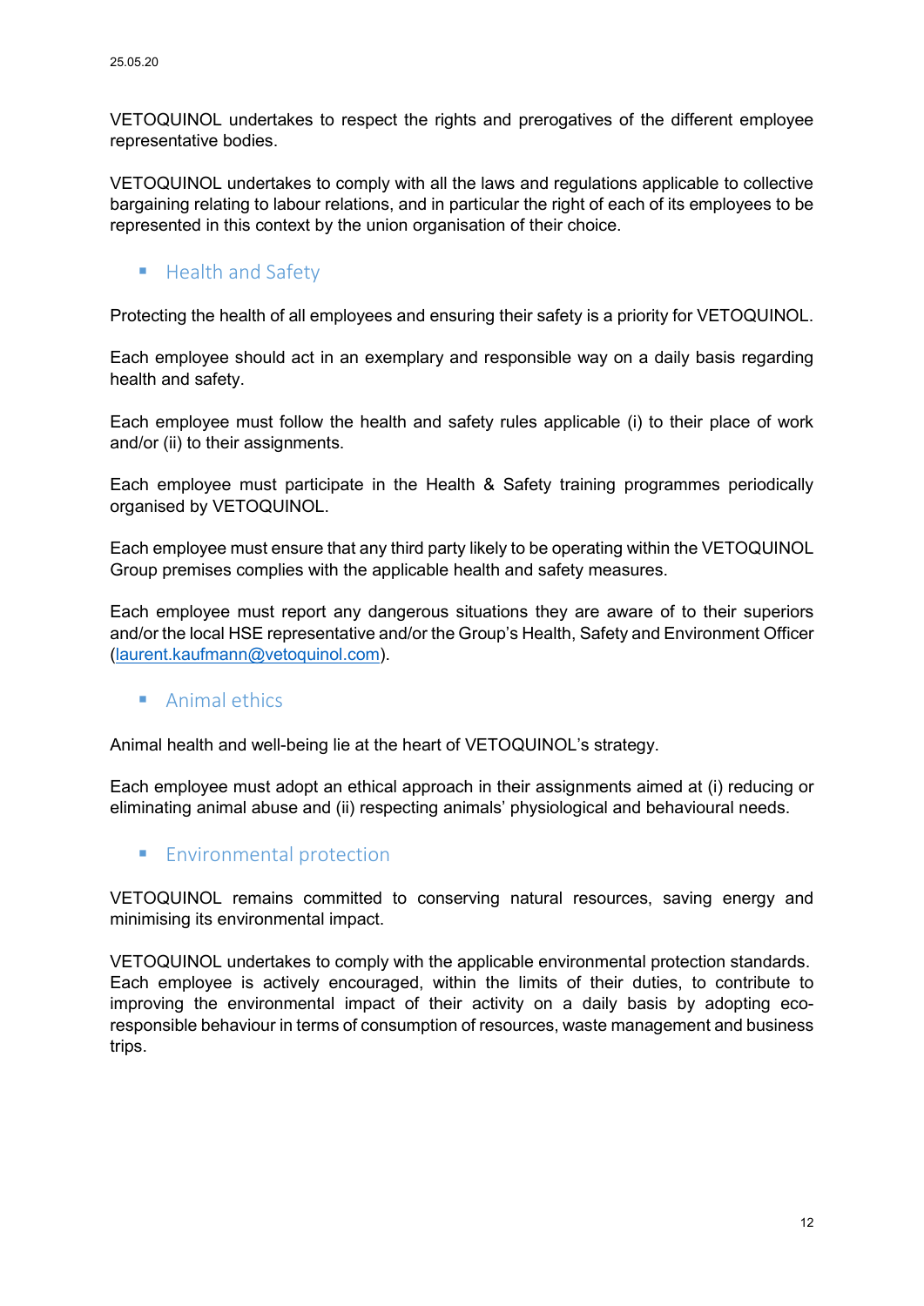VETOQUINOL undertakes to respect the rights and prerogatives of the different employee representative bodies.

VETOQUINOL undertakes to comply with all the laws and regulations applicable to collective bargaining relating to labour relations, and in particular the right of each of its employees to be represented in this context by the union organisation of their choice.

### Health and Safety

Protecting the health of all employees and ensuring their safety is a priority for VETOQUINOL.

Each employee should act in an exemplary and responsible way on a daily basis regarding health and safety.

Each employee must follow the health and safety rules applicable (i) to their place of work and/or (ii) to their assignments.

Each employee must participate in the Health & Safety training programmes periodically organised by VETOQUINOL.

Each employee must ensure that any third party likely to be operating within the VETOQUINOL Group premises complies with the applicable health and safety measures.

Each employee must report any dangerous situations they are aware of to their superiors and/or the local HSE representative and/or the Group's Health, Safety and Environment Officer (laurent.kaufmann@vetoquinol.com).

### Animal ethics

Animal health and well-being lie at the heart of VETOQUINOL's strategy.

Each employee must adopt an ethical approach in their assignments aimed at (i) reducing or eliminating animal abuse and (ii) respecting animals' physiological and behavioural needs.

### Environmental protection

VETOQUINOL remains committed to conserving natural resources, saving energy and minimising its environmental impact.

VETOQUINOL undertakes to comply with the applicable environmental protection standards. Each employee is actively encouraged, within the limits of their duties, to contribute to improving the environmental impact of their activity on a daily basis by adopting eco-responsible behaviour in terms of consumption of resources, waste management and business trips.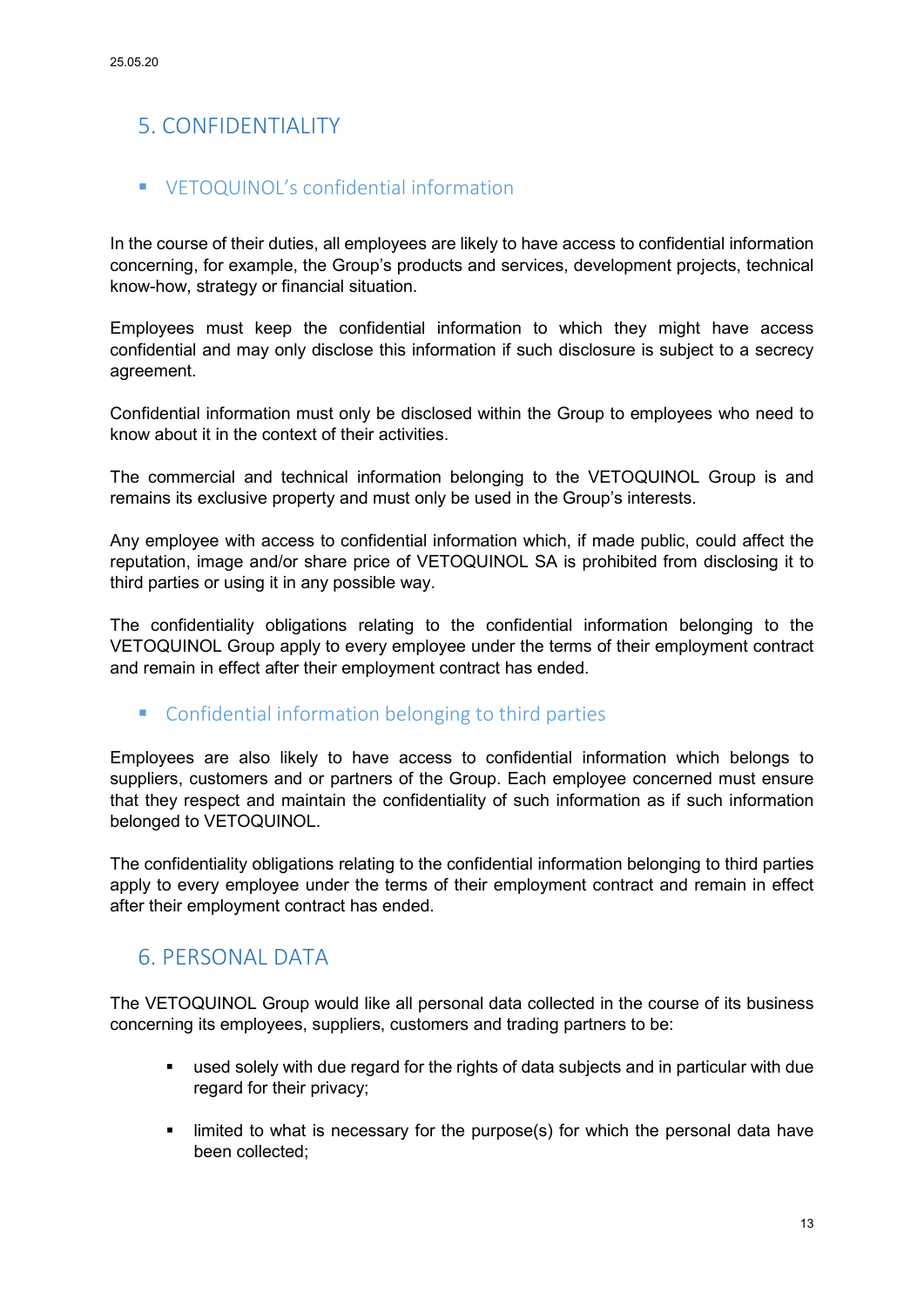## 5. CONFIDENTIALITY

### VETOQUINOL's confidential information

In the course of their duties, all employees are likely to have access to confidential information concerning, for example, the Group's products and services, development projects, technical know-how, strategy or financial situation.

Employees must keep the confidential information to which they might have access confidential and may only disclose this information if such disclosure is subject to a secrecy agreement.

Confidential information must only be disclosed within the Group to employees who need to know about it in the context of their activities.

The commercial and technical information belonging to the VETOQUINOL Group is and remains its exclusive property and must only be used in the Group's interests.

Any employee with access to confidential information which, if made public, could affect the reputation, image and/or share price of VETOQUINOL SA is prohibited from disclosing it to third parties or using it in any possible way.

The confidentiality obligations relating to the confidential information belonging to the VETOQUINOL Group apply to every employee under the terms of their employment contract and remain in effect after their employment contract has ended.

### Confidential information belonging to third parties

Employees are also likely to have access to confidential information which belongs to suppliers, customers and or partners of the Group. Each employee concerned must ensure that they respect and maintain the confidentiality of such information as if such information belonged to VETOQUINOL.

The confidentiality obligations relating to the confidential information belonging to third parties apply to every employee under the terms of their employment contract and remain in effect after their employment contract has ended.

## 6. PERSONAL DATA

The VETOQUINOL Group would like all personal data collected in the course of its business concerning its employees, suppliers, customers and trading partners to be:

- used solely with due regard for the rights of data subjects and in particular with due regard for their privacy;
- limited to what is necessary for the purpose(s) for which the personal data have been collected;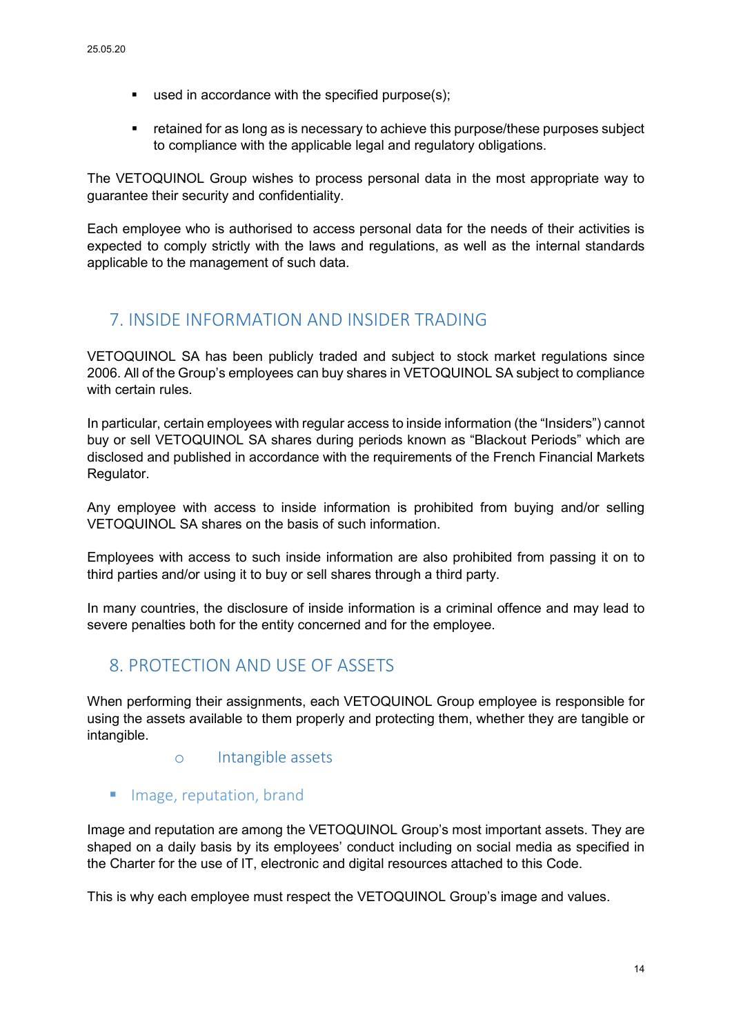- used in accordance with the specified purpose(s);
- retained for as long as is necessary to achieve this purpose/these purposes subject to compliance with the applicable legal and regulatory obligations.

The VETOQUINOL Group wishes to process personal data in the most appropriate way to guarantee their security and confidentiality.

Each employee who is authorised to access personal data for the needs of their activities is expected to comply strictly with the laws and regulations, as well as the internal standards applicable to the management of such data.

## 7. INSIDE INFORMATION AND INSIDER TRADING

VETOQUINOL SA has been publicly traded and subject to stock market regulations since 2006. All of the Group's employees can buy shares in VETOQUINOL SA subject to compliance with certain rules.

In particular, certain employees with regular access to inside information (the "Insiders") cannot buy or sell VETOQUINOL SA shares during periods known as "Blackout Periods" which are disclosed and published in accordance with the requirements of the French Financial Markets Regulator.

Any employee with access to inside information is prohibited from buying and/or selling VETOQUINOL SA shares on the basis of such information.

Employees with access to such inside information are also prohibited from passing it on to third parties and/or using it to buy or sell shares through a third party.

In many countries, the disclosure of inside information is a criminal offence and may lead to severe penalties both for the entity concerned and for the employee.

## 8. PROTECTION AND USE OF ASSETS

When performing their assignments, each VETOQUINOL Group employee is responsible for using the assets available to them properly and protecting them, whether they are tangible or intangible.

### Intangible assets

#### Image, reputation, brand

Image and reputation are among the VETOQUINOL Group's most important assets. They are shaped on a daily basis by its employees' conduct including on social media as specified in the Charter for the use of IT, electronic and digital resources attached to this Code.

This is why each employee must respect the VETOQUINOL Group's image and values.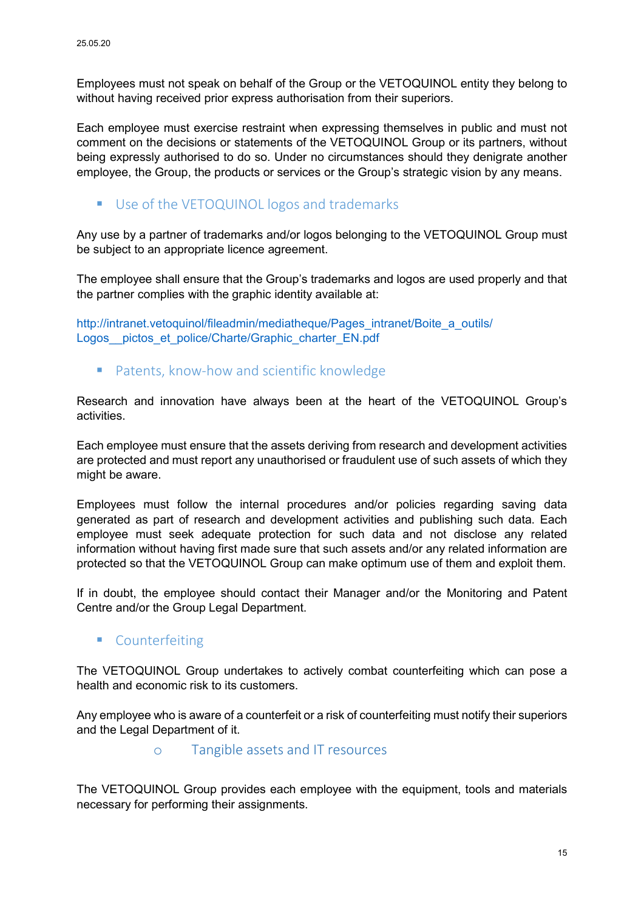Employees must not speak on behalf of the Group or the VETOQUINOL entity they belong to without having received prior express authorisation from their superiors.

Each employee must exercise restraint when expressing themselves in public and must not comment on the decisions or statements of the VETOQUINOL Group or its partners, without being expressly authorised to do so. Under no circumstances should they denigrate another employee, the Group, the products or services or the Group's strategic vision by any means.

#### Use of the VETOQUINOL logos and trademarks

Any use by a partner of trademarks and/or logos belonging to the VETOQUINOL Group must be subject to an appropriate licence agreement.

The employee shall ensure that the Group's trademarks and logos are used properly and that the partner complies with the graphic identity available at:

http://intranet.vetoquinol/fileadmin/mediatheque/Pages_intranet/Boite_a_outils/Logos__pictos_et_police/Charte/Graphic_charter_EN.pdf

#### Patents, know-how and scientific knowledge

Research and innovation have always been at the heart of the VETOQUINOL Group's activities.

Each employee must ensure that the assets deriving from research and development activities are protected and must report any unauthorised or fraudulent use of such assets of which they might be aware.

Employees must follow the internal procedures and/or policies regarding saving data generated as part of research and development activities and publishing such data. Each employee must seek adequate protection for such data and not disclose any related information without having first made sure that such assets and/or any related information are protected so that the VETOQUINOL Group can make optimum use of them and exploit them.

If in doubt, the employee should contact their Manager and/or the Monitoring and Patent Centre and/or the Group Legal Department.

#### Counterfeiting

The VETOQUINOL Group undertakes to actively combat counterfeiting which can pose a health and economic risk to its customers.

Any employee who is aware of a counterfeit or a risk of counterfeiting must notify their superiors and the Legal Department of it.

### Tangible assets and IT resources

The VETOQUINOL Group provides each employee with the equipment, tools and materials necessary for performing their assignments.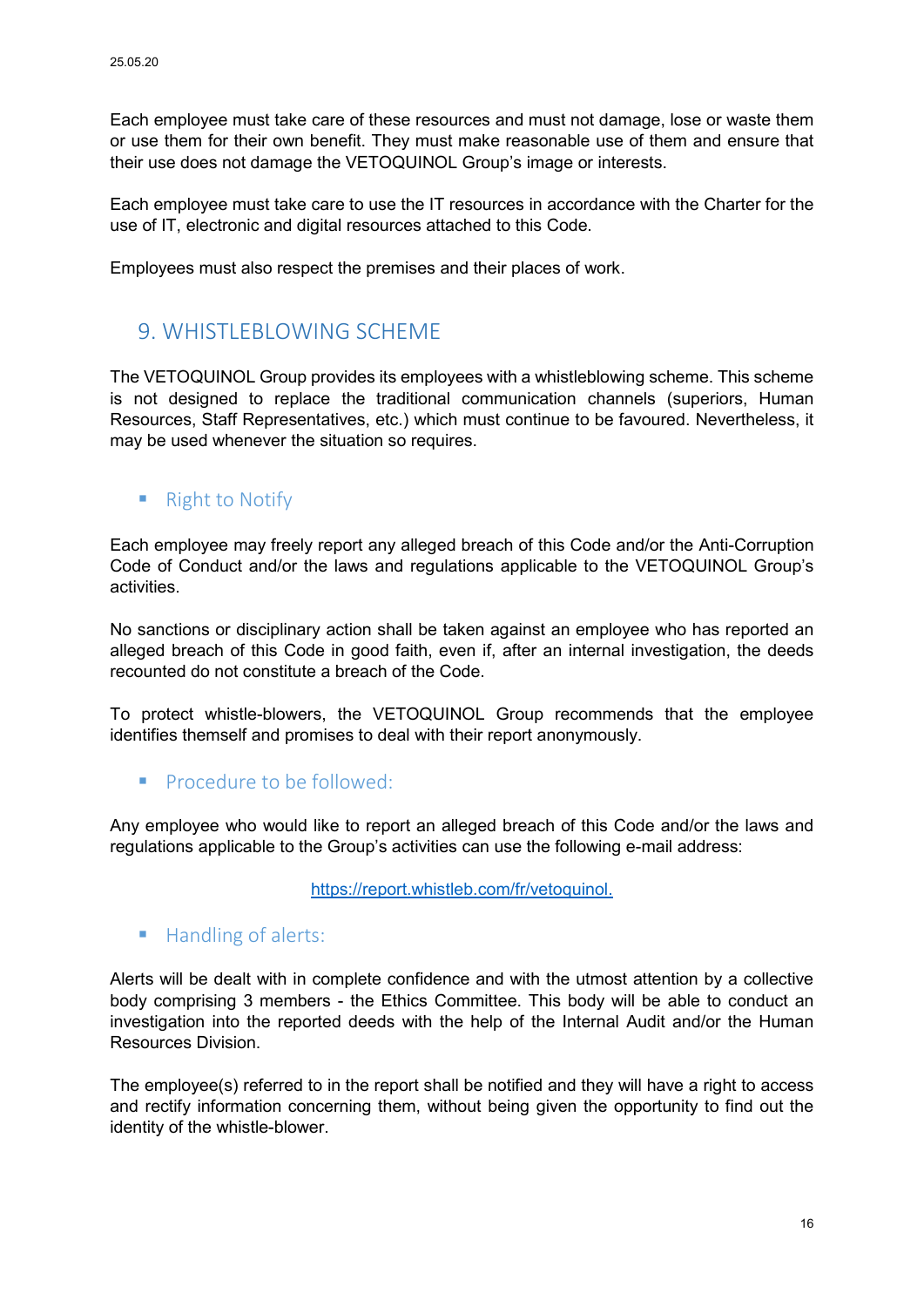Each employee must take care of these resources and must not damage, lose or waste them or use them for their own benefit. They must make reasonable use of them and ensure that their use does not damage the VETOQUINOL Group's image or interests.

Each employee must take care to use the IT resources in accordance with the Charter for the use of IT, electronic and digital resources attached to this Code.

Employees must also respect the premises and their places of work.

## 9. WHISTLEBLOWING SCHEME

The VETOQUINOL Group provides its employees with a whistleblowing scheme. This scheme is not designed to replace the traditional communication channels (superiors, Human Resources, Staff Representatives, etc.) which must continue to be favoured. Nevertheless, it may be used whenever the situation so requires.

### Right to Notify

Each employee may freely report any alleged breach of this Code and/or the Anti-Corruption Code of Conduct and/or the laws and regulations applicable to the VETOQUINOL Group's activities.

No sanctions or disciplinary action shall be taken against an employee who has reported an alleged breach of this Code in good faith, even if, after an internal investigation, the deeds recounted do not constitute a breach of the Code.

To protect whistle-blowers, the VETOQUINOL Group recommends that the employee identifies themself and promises to deal with their report anonymously.

### Procedure to be followed:

Any employee who would like to report an alleged breach of this Code and/or the laws and regulations applicable to the Group's activities can use the following e-mail address:

https://report.whistleb.com/fr/vetoquinol.

### Handling of alerts:

Alerts will be dealt with in complete confidence and with the utmost attention by a collective body comprising 3 members - the Ethics Committee. This body will be able to conduct an investigation into the reported deeds with the help of the Internal Audit and/or the Human Resources Division.

The employee(s) referred to in the report shall be notified and they will have a right to access and rectify information concerning them, without being given the opportunity to find out the identity of the whistle-blower.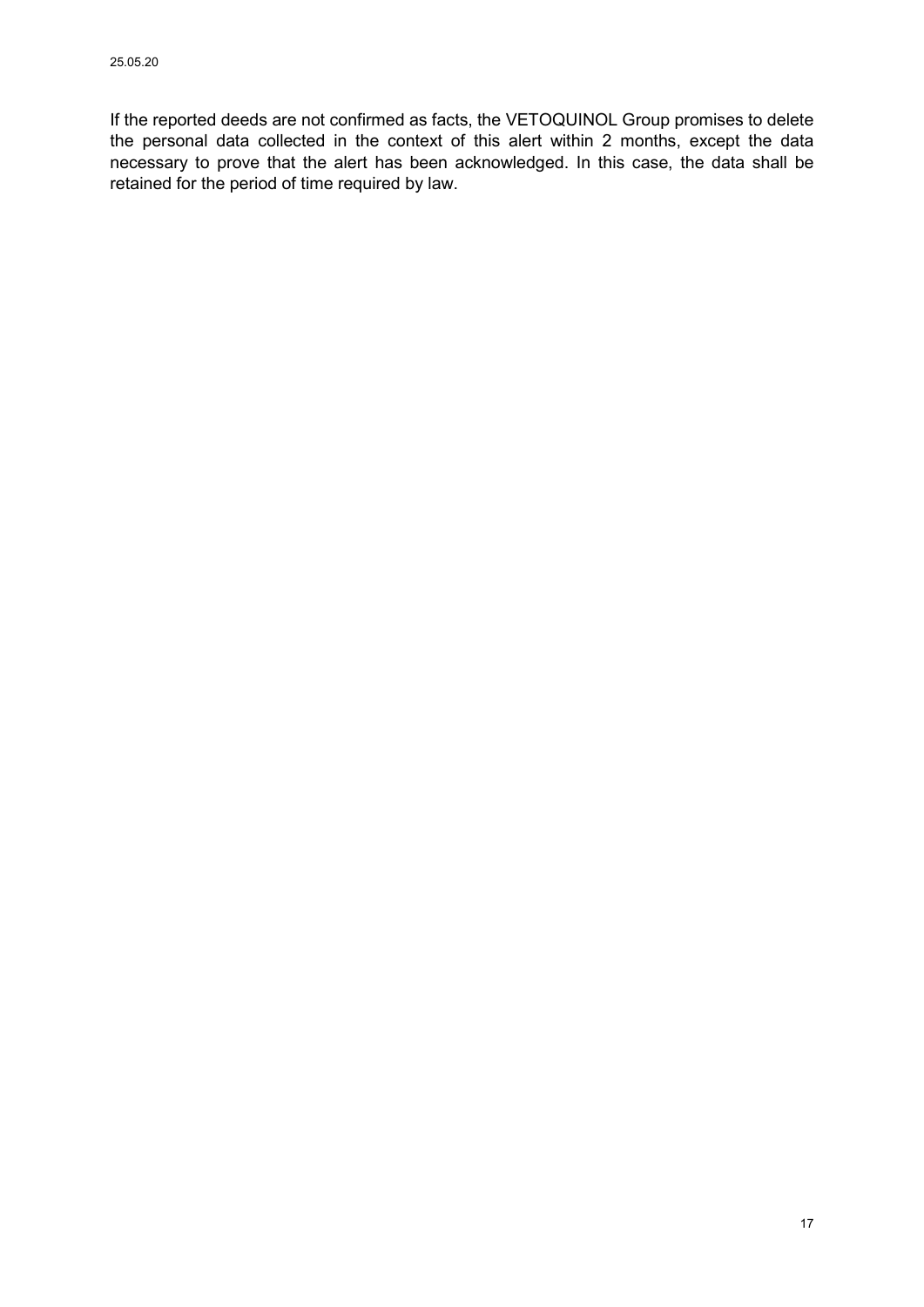If the reported deeds are not confirmed as facts, the VETOQUINOL Group promises to delete the personal data collected in the context of this alert within 2 months, except the data necessary to prove that the alert has been acknowledged. In this case, the data shall be retained for the period of time required by law.